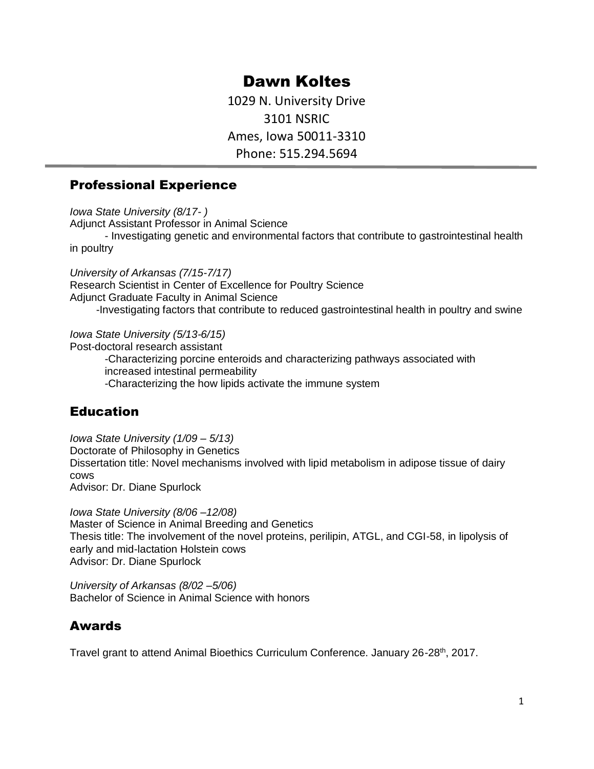# Dawn Koltes

1029 N. University Drive
3101 NSRIC
Ames, Iowa 50011-3310
Phone: 515.294.5694

## Professional Experience

*Iowa State University (8/17- )*
Adjunct Assistant Professor in Animal Science
- Investigating genetic and environmental factors that contribute to gastrointestinal health in poultry

*University of Arkansas (7/15-7/17)*
Research Scientist in Center of Excellence for Poultry Science
Adjunct Graduate Faculty in Animal Science
- Investigating factors that contribute to reduced gastrointestinal health in poultry and swine

*Iowa State University (5/13-6/15)*
Post-doctoral research assistant
- Characterizing porcine enteroids and characterizing pathways associated with increased intestinal permeability
- Characterizing the how lipids activate the immune system

## Education

*Iowa State University (1/09 – 5/13)*
Doctorate of Philosophy in Genetics
Dissertation title: Novel mechanisms involved with lipid metabolism in adipose tissue of dairy cows
Advisor: Dr. Diane Spurlock

*Iowa State University (8/06 –12/08)*
Master of Science in Animal Breeding and Genetics
Thesis title: The involvement of the novel proteins, perilipin, ATGL, and CGI-58, in lipolysis of early and mid-lactation Holstein cows
Advisor: Dr. Diane Spurlock

*University of Arkansas (8/02 –5/06)*
Bachelor of Science in Animal Science with honors

## Awards

Travel grant to attend Animal Bioethics Curriculum Conference. January 26-28th, 2017.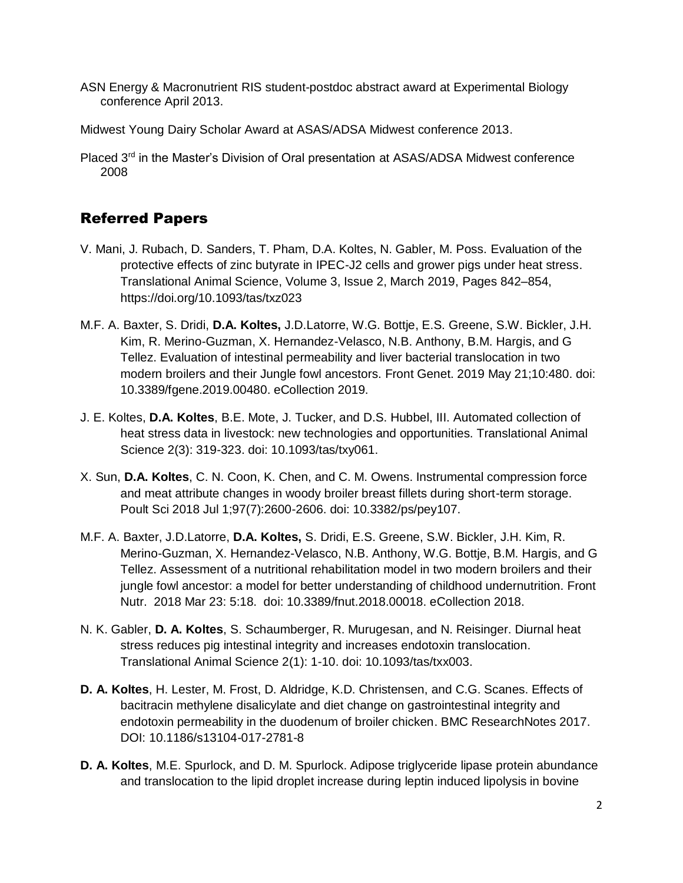ASN Energy & Macronutrient RIS student-postdoc abstract award at Experimental Biology conference April 2013.

Midwest Young Dairy Scholar Award at ASAS/ADSA Midwest conference 2013.

Placed 3rd in the Master's Division of Oral presentation at ASAS/ADSA Midwest conference 2008

## Referred Papers

V. Mani, J. Rubach, D. Sanders, T. Pham, D.A. Koltes, N. Gabler, M. Poss. Evaluation of the protective effects of zinc butyrate in IPEC-J2 cells and grower pigs under heat stress. Translational Animal Science, Volume 3, Issue 2, March 2019, Pages 842–854, https://doi.org/10.1093/tas/txz023

M.F. A. Baxter, S. Dridi, **D.A. Koltes,** J.D.Latorre, W.G. Bottje, E.S. Greene, S.W. Bickler, J.H. Kim, R. Merino-Guzman, X. Hernandez-Velasco, N.B. Anthony, B.M. Hargis, and G Tellez. Evaluation of intestinal permeability and liver bacterial translocation in two modern broilers and their Jungle fowl ancestors. Front Genet. 2019 May 21;10:480. doi: 10.3389/fgene.2019.00480. eCollection 2019.

J. E. Koltes, **D.A. Koltes**, B.E. Mote, J. Tucker, and D.S. Hubbel, III. Automated collection of heat stress data in livestock: new technologies and opportunities. Translational Animal Science 2(3): 319-323. doi: 10.1093/tas/txy061.

X. Sun, **D.A. Koltes**, C. N. Coon, K. Chen, and C. M. Owens. Instrumental compression force and meat attribute changes in woody broiler breast fillets during short-term storage. Poult Sci 2018 Jul 1;97(7):2600-2606. doi: 10.3382/ps/pey107.

M.F. A. Baxter, J.D.Latorre, **D.A. Koltes,** S. Dridi, E.S. Greene, S.W. Bickler, J.H. Kim, R. Merino-Guzman, X. Hernandez-Velasco, N.B. Anthony, W.G. Bottje, B.M. Hargis, and G Tellez. Assessment of a nutritional rehabilitation model in two modern broilers and their jungle fowl ancestor: a model for better understanding of childhood undernutrition. Front Nutr. 2018 Mar 23: 5:18. doi: 10.3389/fnut.2018.00018. eCollection 2018.

N. K. Gabler, **D. A. Koltes**, S. Schaumberger, R. Murugesan, and N. Reisinger. Diurnal heat stress reduces pig intestinal integrity and increases endotoxin translocation. Translational Animal Science 2(1): 1-10. doi: 10.1093/tas/txx003.

**D. A. Koltes**, H. Lester, M. Frost, D. Aldridge, K.D. Christensen, and C.G. Scanes. Effects of bacitracin methylene disalicylate and diet change on gastrointestinal integrity and endotoxin permeability in the duodenum of broiler chicken. BMC ResearchNotes 2017. DOI: 10.1186/s13104-017-2781-8

**D. A. Koltes**, M.E. Spurlock, and D. M. Spurlock. Adipose triglyceride lipase protein abundance and translocation to the lipid droplet increase during leptin induced lipolysis in bovine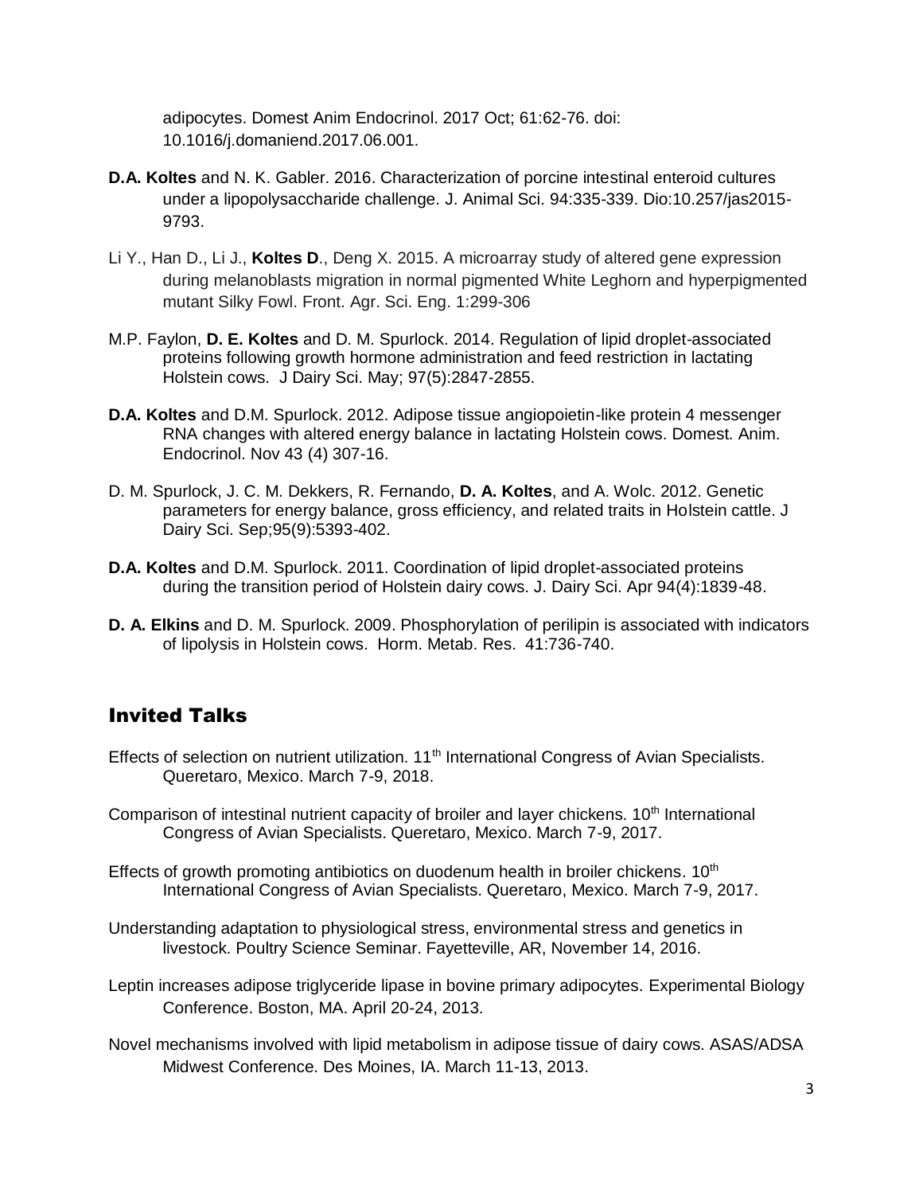adipocytes. Domest Anim Endocrinol. 2017 Oct; 61:62-76. doi: 10.1016/j.domaniend.2017.06.001.

**D.A. Koltes** and N. K. Gabler. 2016. Characterization of porcine intestinal enteroid cultures under a lipopolysaccharide challenge. J. Animal Sci. 94:335-339. Dio:10.257/jas2015-9793.

Li Y., Han D., Li J., **Koltes D**., Deng X. 2015. A microarray study of altered gene expression during melanoblasts migration in normal pigmented White Leghorn and hyperpigmented mutant Silky Fowl. Front. Agr. Sci. Eng. 1:299-306

M.P. Faylon, **D. E. Koltes** and D. M. Spurlock. 2014. Regulation of lipid droplet-associated proteins following growth hormone administration and feed restriction in lactating Holstein cows. J Dairy Sci. May; 97(5):2847-2855.

**D.A. Koltes** and D.M. Spurlock. 2012. Adipose tissue angiopoietin-like protein 4 messenger RNA changes with altered energy balance in lactating Holstein cows. Domest. Anim. Endocrinol. Nov 43 (4) 307-16.

D. M. Spurlock, J. C. M. Dekkers, R. Fernando, **D. A. Koltes**, and A. Wolc. 2012. Genetic parameters for energy balance, gross efficiency, and related traits in Holstein cattle. J Dairy Sci. Sep;95(9):5393-402.

**D.A. Koltes** and D.M. Spurlock. 2011. Coordination of lipid droplet-associated proteins during the transition period of Holstein dairy cows. J. Dairy Sci. Apr 94(4):1839-48.

**D. A. Elkins** and D. M. Spurlock. 2009. Phosphorylation of perilipin is associated with indicators of lipolysis in Holstein cows. Horm. Metab. Res. 41:736-740.

## Invited Talks

Effects of selection on nutrient utilization. 11th International Congress of Avian Specialists. Queretaro, Mexico. March 7-9, 2018.

Comparison of intestinal nutrient capacity of broiler and layer chickens. 10th International Congress of Avian Specialists. Queretaro, Mexico. March 7-9, 2017.

Effects of growth promoting antibiotics on duodenum health in broiler chickens. 10th International Congress of Avian Specialists. Queretaro, Mexico. March 7-9, 2017.

Understanding adaptation to physiological stress, environmental stress and genetics in livestock. Poultry Science Seminar. Fayetteville, AR, November 14, 2016.

Leptin increases adipose triglyceride lipase in bovine primary adipocytes. Experimental Biology Conference. Boston, MA. April 20-24, 2013.

Novel mechanisms involved with lipid metabolism in adipose tissue of dairy cows. ASAS/ADSA Midwest Conference. Des Moines, IA. March 11-13, 2013.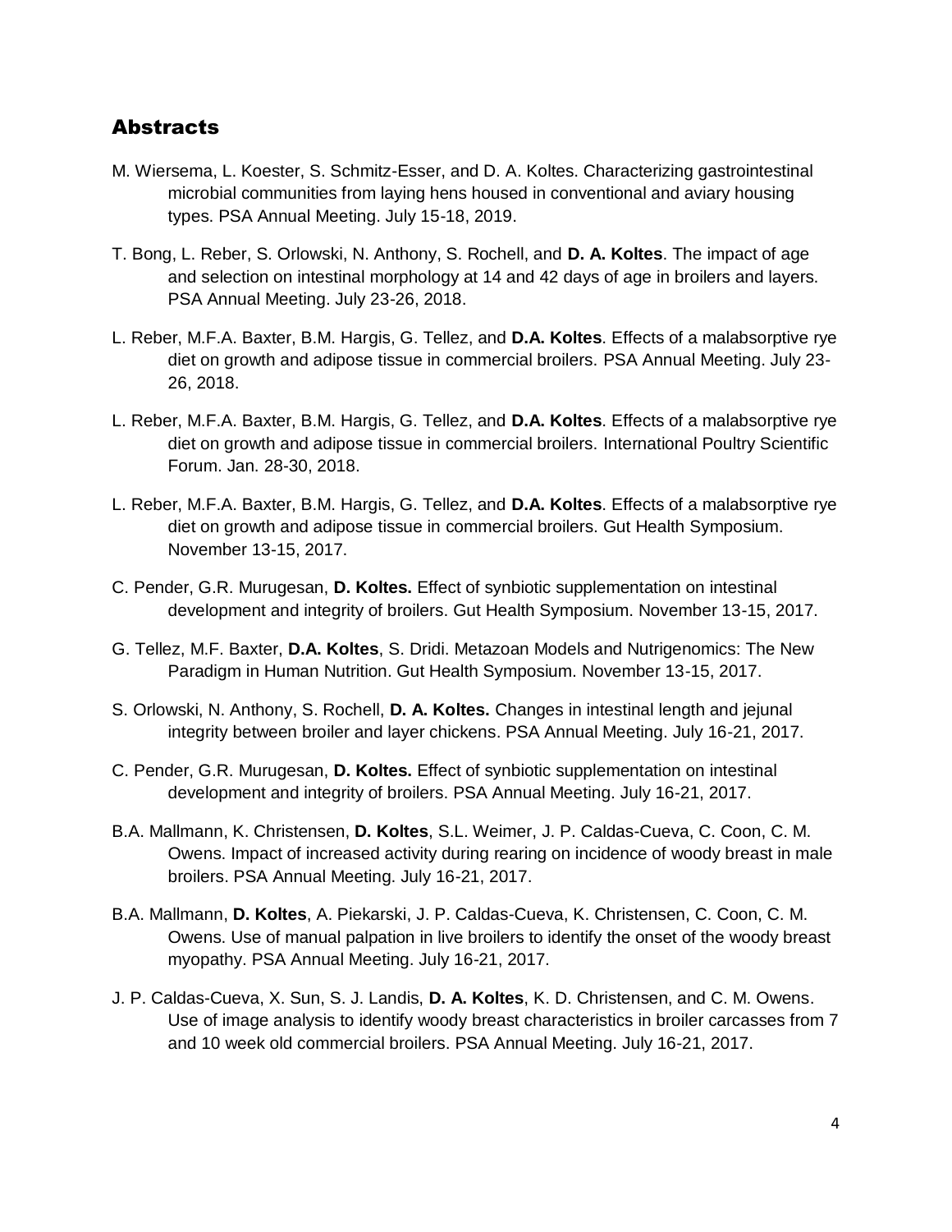## Abstracts

M. Wiersema, L. Koester, S. Schmitz-Esser, and D. A. Koltes. Characterizing gastrointestinal microbial communities from laying hens housed in conventional and aviary housing types. PSA Annual Meeting. July 15-18, 2019.

T. Bong, L. Reber, S. Orlowski, N. Anthony, S. Rochell, and **D. A. Koltes**. The impact of age and selection on intestinal morphology at 14 and 42 days of age in broilers and layers. PSA Annual Meeting. July 23-26, 2018.

L. Reber, M.F.A. Baxter, B.M. Hargis, G. Tellez, and **D.A. Koltes**. Effects of a malabsorptive rye diet on growth and adipose tissue in commercial broilers. PSA Annual Meeting. July 23-26, 2018.

L. Reber, M.F.A. Baxter, B.M. Hargis, G. Tellez, and **D.A. Koltes**. Effects of a malabsorptive rye diet on growth and adipose tissue in commercial broilers. International Poultry Scientific Forum. Jan. 28-30, 2018.

L. Reber, M.F.A. Baxter, B.M. Hargis, G. Tellez, and **D.A. Koltes**. Effects of a malabsorptive rye diet on growth and adipose tissue in commercial broilers. Gut Health Symposium. November 13-15, 2017.

C. Pender, G.R. Murugesan, **D. Koltes.** Effect of synbiotic supplementation on intestinal development and integrity of broilers. Gut Health Symposium. November 13-15, 2017.

G. Tellez, M.F. Baxter, **D.A. Koltes**, S. Dridi. Metazoan Models and Nutrigenomics: The New Paradigm in Human Nutrition. Gut Health Symposium. November 13-15, 2017.

S. Orlowski, N. Anthony, S. Rochell, **D. A. Koltes.** Changes in intestinal length and jejunal integrity between broiler and layer chickens. PSA Annual Meeting. July 16-21, 2017.

C. Pender, G.R. Murugesan, **D. Koltes.** Effect of synbiotic supplementation on intestinal development and integrity of broilers. PSA Annual Meeting. July 16-21, 2017.

B.A. Mallmann, K. Christensen, **D. Koltes**, S.L. Weimer, J. P. Caldas-Cueva, C. Coon, C. M. Owens. Impact of increased activity during rearing on incidence of woody breast in male broilers. PSA Annual Meeting. July 16-21, 2017.

B.A. Mallmann, **D. Koltes**, A. Piekarski, J. P. Caldas-Cueva, K. Christensen, C. Coon, C. M. Owens. Use of manual palpation in live broilers to identify the onset of the woody breast myopathy. PSA Annual Meeting. July 16-21, 2017.

J. P. Caldas-Cueva, X. Sun, S. J. Landis, **D. A. Koltes**, K. D. Christensen, and C. M. Owens. Use of image analysis to identify woody breast characteristics in broiler carcasses from 7 and 10 week old commercial broilers. PSA Annual Meeting. July 16-21, 2017.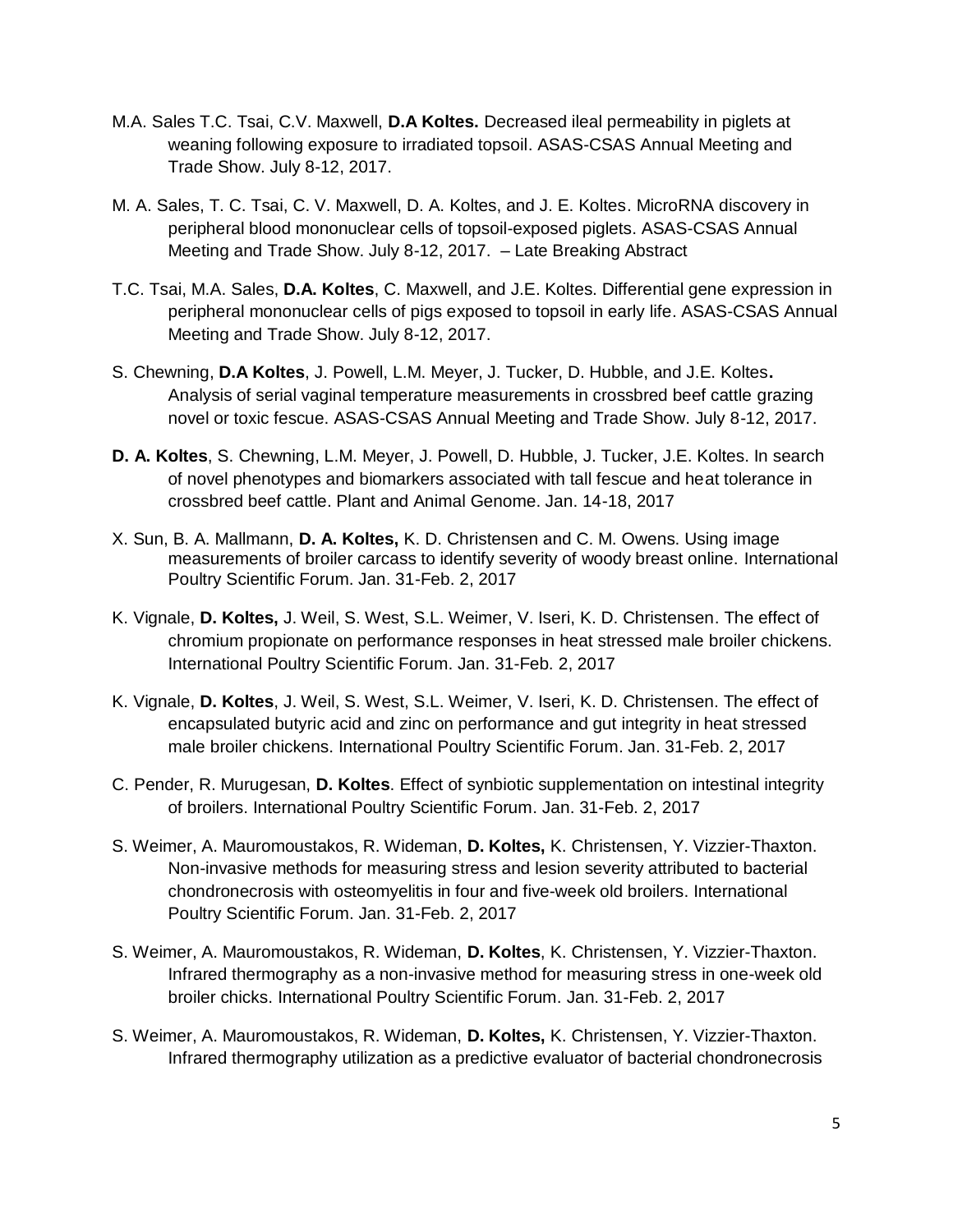M.A. Sales T.C. Tsai, C.V. Maxwell, **D.A Koltes.** Decreased ileal permeability in piglets at weaning following exposure to irradiated topsoil. ASAS-CSAS Annual Meeting and Trade Show. July 8-12, 2017.

M. A. Sales, T. C. Tsai, C. V. Maxwell, D. A. Koltes, and J. E. Koltes. MicroRNA discovery in peripheral blood mononuclear cells of topsoil-exposed piglets. ASAS-CSAS Annual Meeting and Trade Show. July 8-12, 2017. – Late Breaking Abstract

T.C. Tsai, M.A. Sales, **D.A. Koltes**, C. Maxwell, and J.E. Koltes. Differential gene expression in peripheral mononuclear cells of pigs exposed to topsoil in early life. ASAS-CSAS Annual Meeting and Trade Show. July 8-12, 2017.

S. Chewning, **D.A Koltes**, J. Powell, L.M. Meyer, J. Tucker, D. Hubble, and J.E. Koltes**.** Analysis of serial vaginal temperature measurements in crossbred beef cattle grazing novel or toxic fescue. ASAS-CSAS Annual Meeting and Trade Show. July 8-12, 2017.

**D. A. Koltes**, S. Chewning, L.M. Meyer, J. Powell, D. Hubble, J. Tucker, J.E. Koltes. In search of novel phenotypes and biomarkers associated with tall fescue and heat tolerance in crossbred beef cattle. Plant and Animal Genome. Jan. 14-18, 2017

X. Sun, B. A. Mallmann, **D. A. Koltes,** K. D. Christensen and C. M. Owens. Using image measurements of broiler carcass to identify severity of woody breast online. International Poultry Scientific Forum. Jan. 31-Feb. 2, 2017

K. Vignale, **D. Koltes,** J. Weil, S. West, S.L. Weimer, V. Iseri, K. D. Christensen. The effect of chromium propionate on performance responses in heat stressed male broiler chickens. International Poultry Scientific Forum. Jan. 31-Feb. 2, 2017

K. Vignale, **D. Koltes**, J. Weil, S. West, S.L. Weimer, V. Iseri, K. D. Christensen. The effect of encapsulated butyric acid and zinc on performance and gut integrity in heat stressed male broiler chickens. International Poultry Scientific Forum. Jan. 31-Feb. 2, 2017

C. Pender, R. Murugesan, **D. Koltes**. Effect of synbiotic supplementation on intestinal integrity of broilers. International Poultry Scientific Forum. Jan. 31-Feb. 2, 2017

S. Weimer, A. Mauromoustakos, R. Wideman, **D. Koltes,** K. Christensen, Y. Vizzier-Thaxton. Non-invasive methods for measuring stress and lesion severity attributed to bacterial chondronecrosis with osteomyelitis in four and five-week old broilers. International Poultry Scientific Forum. Jan. 31-Feb. 2, 2017

S. Weimer, A. Mauromoustakos, R. Wideman, **D. Koltes**, K. Christensen, Y. Vizzier-Thaxton. Infrared thermography as a non-invasive method for measuring stress in one-week old broiler chicks. International Poultry Scientific Forum. Jan. 31-Feb. 2, 2017

S. Weimer, A. Mauromoustakos, R. Wideman, **D. Koltes,** K. Christensen, Y. Vizzier-Thaxton. Infrared thermography utilization as a predictive evaluator of bacterial chondronecrosis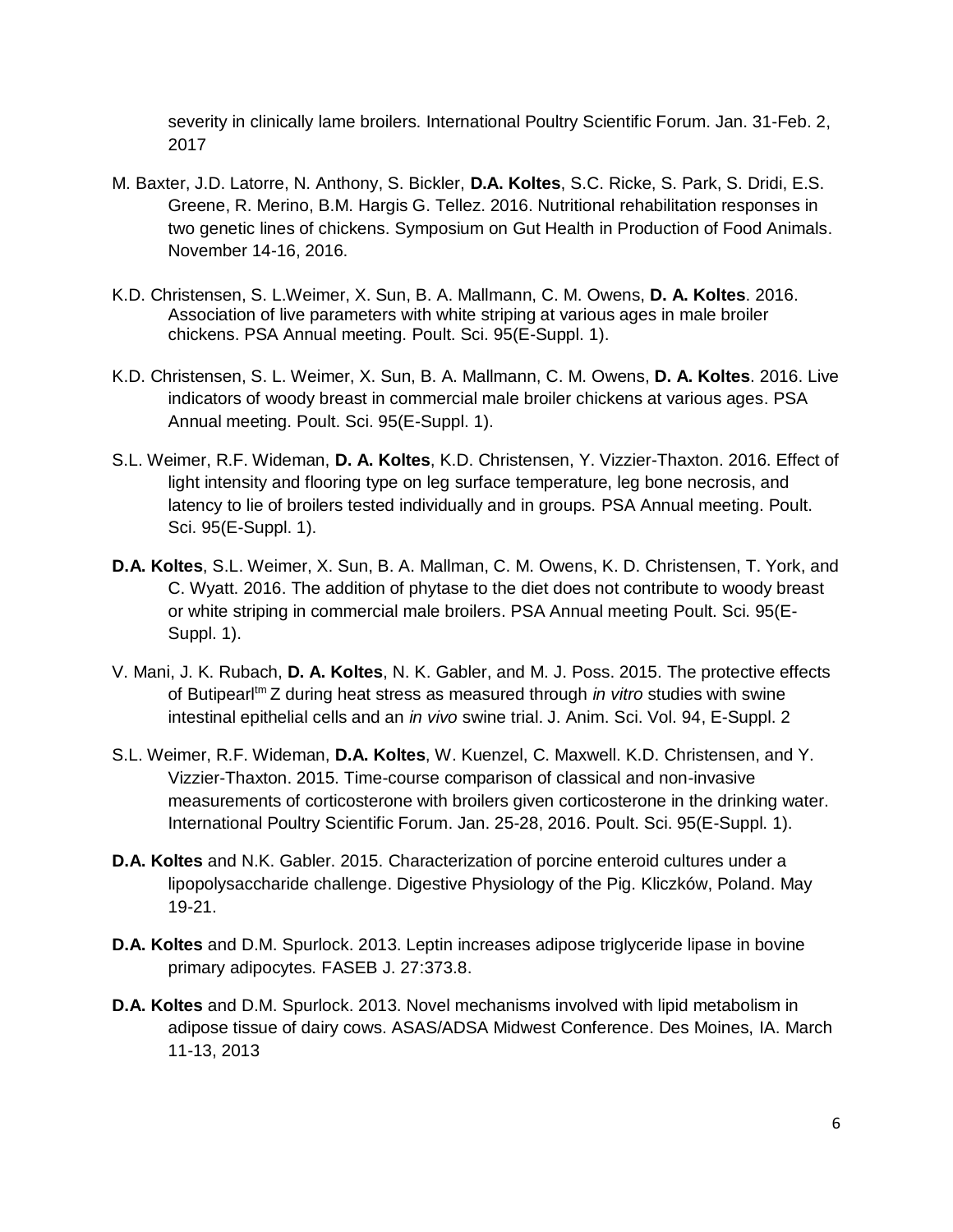severity in clinically lame broilers. International Poultry Scientific Forum. Jan. 31-Feb. 2, 2017

M. Baxter, J.D. Latorre, N. Anthony, S. Bickler, **D.A. Koltes**, S.C. Ricke, S. Park, S. Dridi, E.S. Greene, R. Merino, B.M. Hargis G. Tellez. 2016. Nutritional rehabilitation responses in two genetic lines of chickens. Symposium on Gut Health in Production of Food Animals. November 14-16, 2016.

K.D. Christensen, S. L.Weimer, X. Sun, B. A. Mallmann, C. M. Owens, **D. A. Koltes**. 2016. Association of live parameters with white striping at various ages in male broiler chickens. PSA Annual meeting. Poult. Sci. 95(E-Suppl. 1).

K.D. Christensen, S. L. Weimer, X. Sun, B. A. Mallmann, C. M. Owens, **D. A. Koltes**. 2016. Live indicators of woody breast in commercial male broiler chickens at various ages. PSA Annual meeting. Poult. Sci. 95(E-Suppl. 1).

S.L. Weimer, R.F. Wideman, **D. A. Koltes**, K.D. Christensen, Y. Vizzier-Thaxton. 2016. Effect of light intensity and flooring type on leg surface temperature, leg bone necrosis, and latency to lie of broilers tested individually and in groups. PSA Annual meeting. Poult. Sci. 95(E-Suppl. 1).

**D.A. Koltes**, S.L. Weimer, X. Sun, B. A. Mallman, C. M. Owens, K. D. Christensen, T. York, and C. Wyatt. 2016. The addition of phytase to the diet does not contribute to woody breast or white striping in commercial male broilers. PSA Annual meeting Poult. Sci. 95(E-Suppl. 1).

V. Mani, J. K. Rubach, **D. A. Koltes**, N. K. Gabler, and M. J. Poss. 2015. The protective effects of Butipearl[tm] Z during heat stress as measured through *in vitro* studies with swine intestinal epithelial cells and an *in vivo* swine trial. J. Anim. Sci. Vol. 94, E-Suppl. 2

S.L. Weimer, R.F. Wideman, **D.A. Koltes**, W. Kuenzel, C. Maxwell. K.D. Christensen, and Y. Vizzier-Thaxton. 2015. Time-course comparison of classical and non-invasive measurements of corticosterone with broilers given corticosterone in the drinking water. International Poultry Scientific Forum. Jan. 25-28, 2016. Poult. Sci. 95(E-Suppl. 1).

**D.A. Koltes** and N.K. Gabler. 2015. Characterization of porcine enteroid cultures under a lipopolysaccharide challenge. Digestive Physiology of the Pig. Kliczków, Poland. May 19-21.

**D.A. Koltes** and D.M. Spurlock. 2013. Leptin increases adipose triglyceride lipase in bovine primary adipocytes. FASEB J. 27:373.8.

**D.A. Koltes** and D.M. Spurlock. 2013. Novel mechanisms involved with lipid metabolism in adipose tissue of dairy cows. ASAS/ADSA Midwest Conference. Des Moines, IA. March 11-13, 2013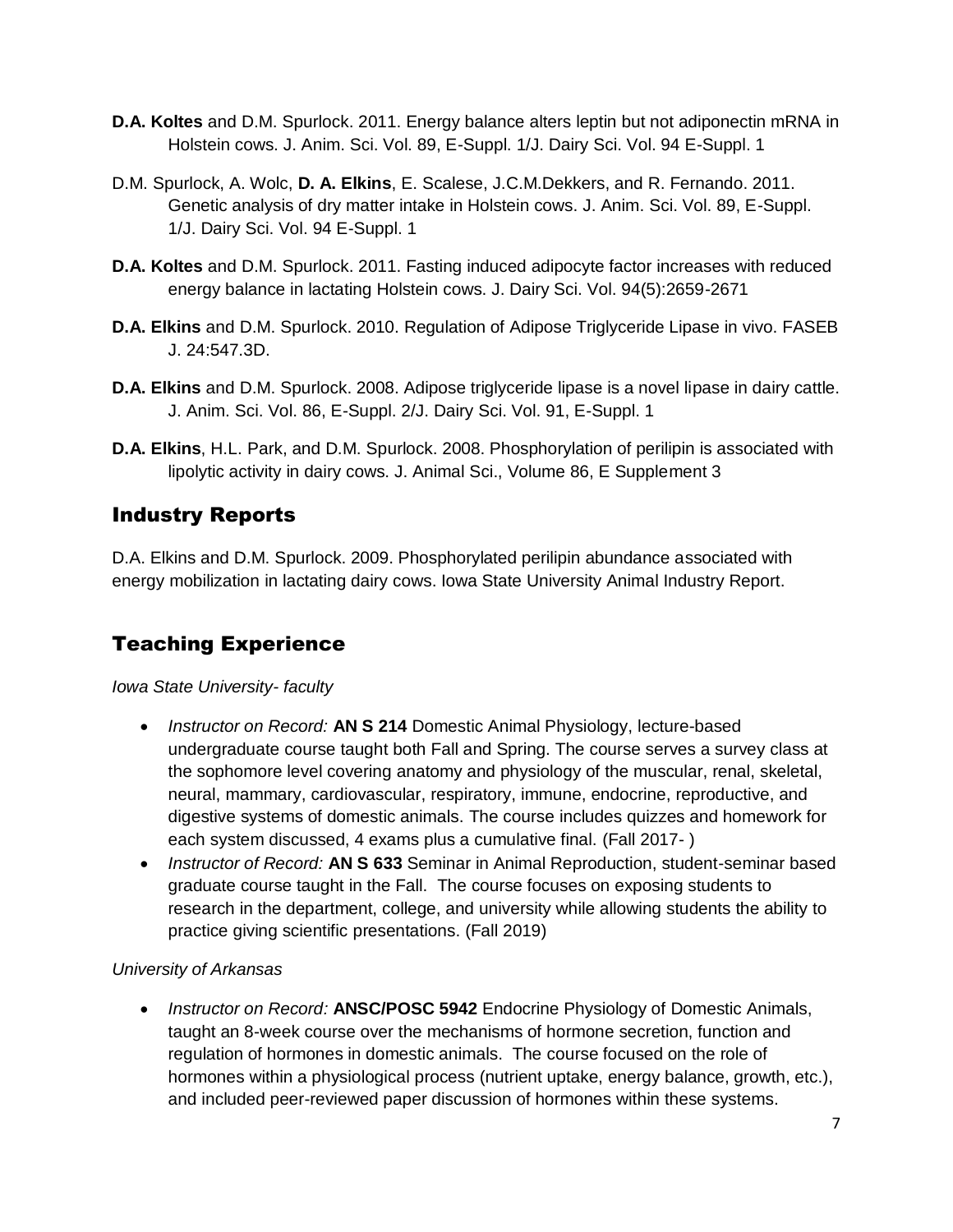**D.A. Koltes** and D.M. Spurlock. 2011. Energy balance alters leptin but not adiponectin mRNA in Holstein cows. J. Anim. Sci. Vol. 89, E-Suppl. 1/J. Dairy Sci. Vol. 94 E-Suppl. 1

D.M. Spurlock, A. Wolc, **D. A. Elkins**, E. Scalese, J.C.M.Dekkers, and R. Fernando. 2011. Genetic analysis of dry matter intake in Holstein cows. J. Anim. Sci. Vol. 89, E-Suppl. 1/J. Dairy Sci. Vol. 94 E-Suppl. 1

**D.A. Koltes** and D.M. Spurlock. 2011. Fasting induced adipocyte factor increases with reduced energy balance in lactating Holstein cows. J. Dairy Sci. Vol. 94(5):2659-2671

**D.A. Elkins** and D.M. Spurlock. 2010. Regulation of Adipose Triglyceride Lipase in vivo. FASEB J. 24:547.3D.

**D.A. Elkins** and D.M. Spurlock. 2008. Adipose triglyceride lipase is a novel lipase in dairy cattle. J. Anim. Sci. Vol. 86, E-Suppl. 2/J. Dairy Sci. Vol. 91, E-Suppl. 1

**D.A. Elkins**, H.L. Park, and D.M. Spurlock. 2008. Phosphorylation of perilipin is associated with lipolytic activity in dairy cows. J. Animal Sci., Volume 86, E Supplement 3

## Industry Reports

D.A. Elkins and D.M. Spurlock. 2009. Phosphorylated perilipin abundance associated with energy mobilization in lactating dairy cows. Iowa State University Animal Industry Report.

## Teaching Experience

*Iowa State University- faculty*

- *Instructor on Record:* **AN S 214** Domestic Animal Physiology, lecture-based undergraduate course taught both Fall and Spring. The course serves a survey class at the sophomore level covering anatomy and physiology of the muscular, renal, skeletal, neural, mammary, cardiovascular, respiratory, immune, endocrine, reproductive, and digestive systems of domestic animals. The course includes quizzes and homework for each system discussed, 4 exams plus a cumulative final. (Fall 2017- )
- *Instructor of Record:* **AN S 633** Seminar in Animal Reproduction, student-seminar based graduate course taught in the Fall. The course focuses on exposing students to research in the department, college, and university while allowing students the ability to practice giving scientific presentations. (Fall 2019)

*University of Arkansas*

- *Instructor on Record:* **ANSC/POSC 5942** Endocrine Physiology of Domestic Animals, taught an 8-week course over the mechanisms of hormone secretion, function and regulation of hormones in domestic animals. The course focused on the role of hormones within a physiological process (nutrient uptake, energy balance, growth, etc.), and included peer-reviewed paper discussion of hormones within these systems.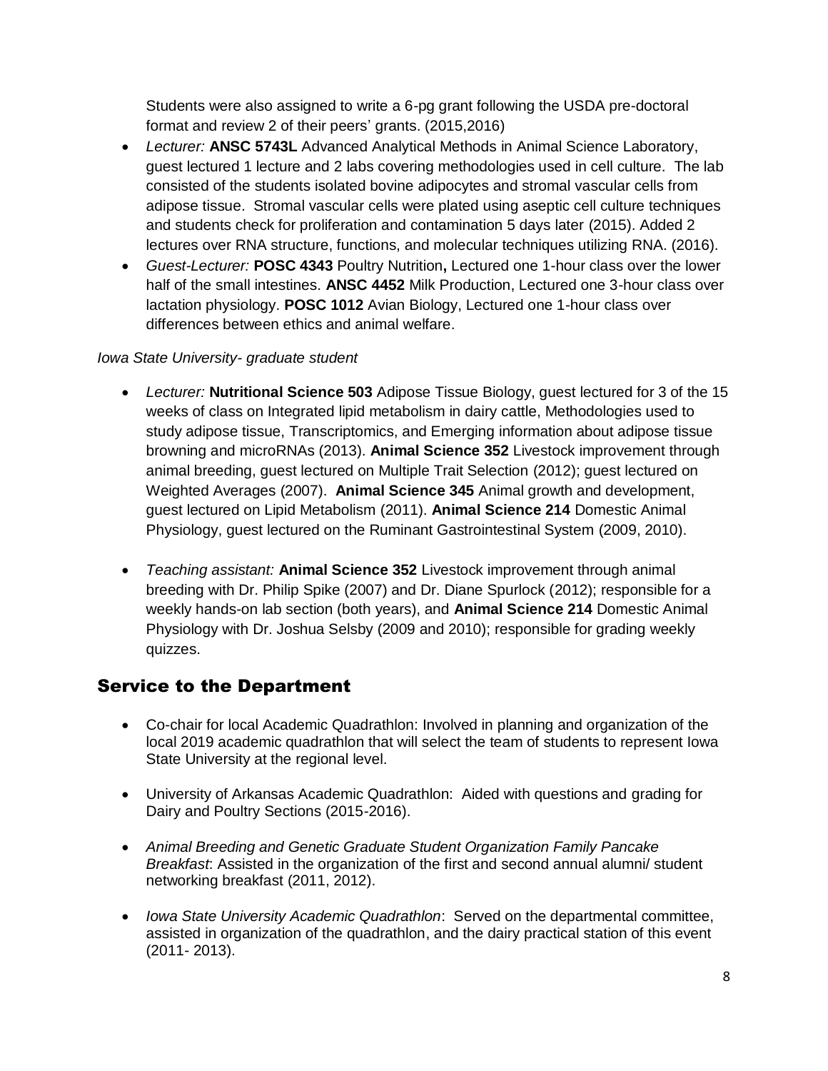Students were also assigned to write a 6-pg grant following the USDA pre-doctoral format and review 2 of their peers' grants. (2015,2016)

- *Lecturer:* **ANSC 5743L** Advanced Analytical Methods in Animal Science Laboratory, guest lectured 1 lecture and 2 labs covering methodologies used in cell culture. The lab consisted of the students isolated bovine adipocytes and stromal vascular cells from adipose tissue. Stromal vascular cells were plated using aseptic cell culture techniques and students check for proliferation and contamination 5 days later (2015). Added 2 lectures over RNA structure, functions, and molecular techniques utilizing RNA. (2016).
- *Guest-Lecturer:* **POSC 4343** Poultry Nutrition**,** Lectured one 1-hour class over the lower half of the small intestines. **ANSC 4452** Milk Production, Lectured one 3-hour class over lactation physiology. **POSC 1012** Avian Biology, Lectured one 1-hour class over differences between ethics and animal welfare.

*Iowa State University- graduate student*

- *Lecturer:* **Nutritional Science 503** Adipose Tissue Biology, guest lectured for 3 of the 15 weeks of class on Integrated lipid metabolism in dairy cattle, Methodologies used to study adipose tissue, Transcriptomics, and Emerging information about adipose tissue browning and microRNAs (2013). **Animal Science 352** Livestock improvement through animal breeding, guest lectured on Multiple Trait Selection (2012); guest lectured on Weighted Averages (2007). **Animal Science 345** Animal growth and development, guest lectured on Lipid Metabolism (2011). **Animal Science 214** Domestic Animal Physiology, guest lectured on the Ruminant Gastrointestinal System (2009, 2010).

- *Teaching assistant:* **Animal Science 352** Livestock improvement through animal breeding with Dr. Philip Spike (2007) and Dr. Diane Spurlock (2012); responsible for a weekly hands-on lab section (both years), and **Animal Science 214** Domestic Animal Physiology with Dr. Joshua Selsby (2009 and 2010); responsible for grading weekly quizzes.

## Service to the Department

- Co-chair for local Academic Quadrathlon: Involved in planning and organization of the local 2019 academic quadrathlon that will select the team of students to represent Iowa State University at the regional level.

- University of Arkansas Academic Quadrathlon: Aided with questions and grading for Dairy and Poultry Sections (2015-2016).

- *Animal Breeding and Genetic Graduate Student Organization Family Pancake Breakfast*: Assisted in the organization of the first and second annual alumni/ student networking breakfast (2011, 2012).

- *Iowa State University Academic Quadrathlon*: Served on the departmental committee, assisted in organization of the quadrathlon, and the dairy practical station of this event (2011- 2013).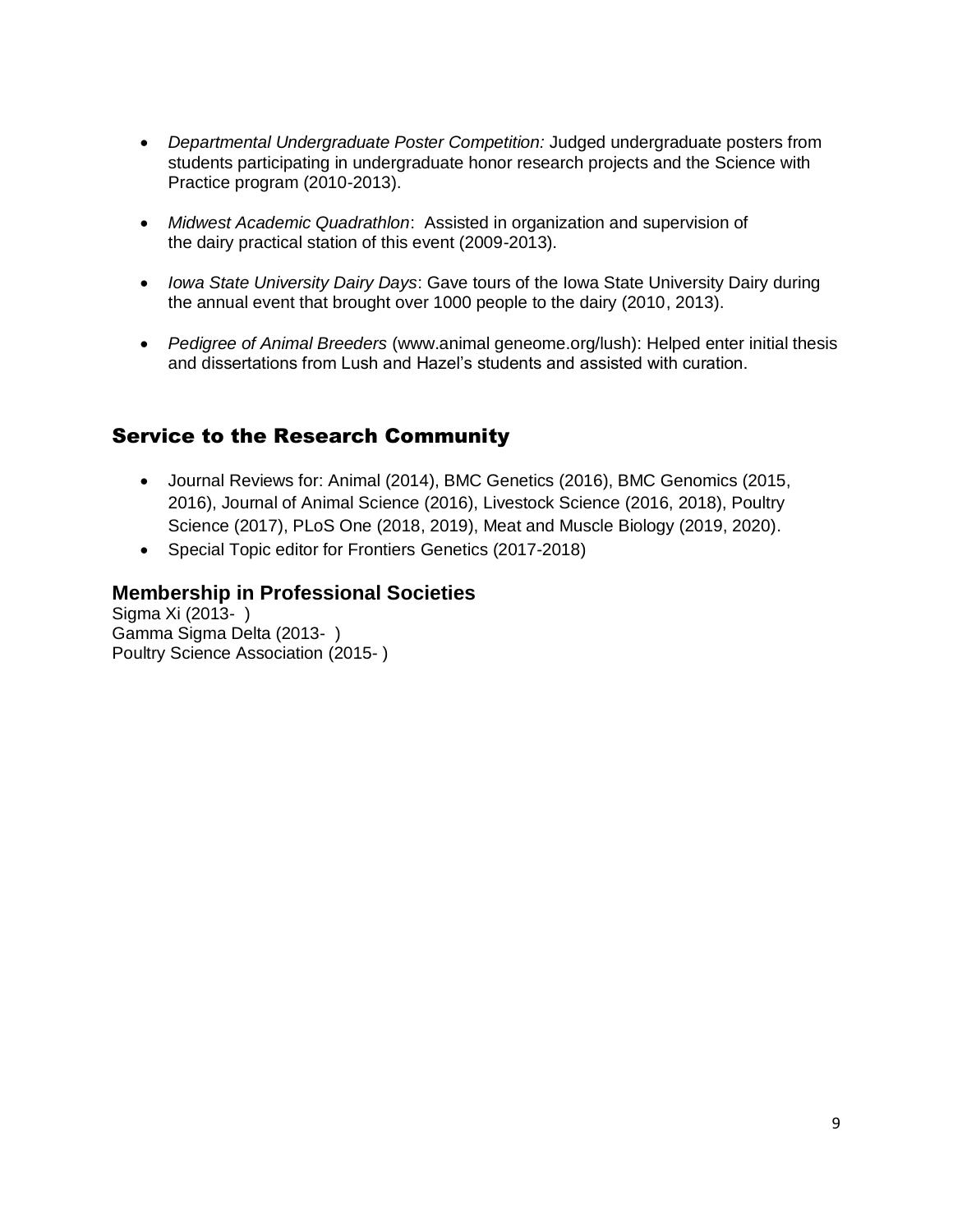- *Departmental Undergraduate Poster Competition:* Judged undergraduate posters from students participating in undergraduate honor research projects and the Science with Practice program (2010-2013).

- *Midwest Academic Quadrathlon*: Assisted in organization and supervision of the dairy practical station of this event (2009-2013).

- *Iowa State University Dairy Days*: Gave tours of the Iowa State University Dairy during the annual event that brought over 1000 people to the dairy (2010, 2013).

- *Pedigree of Animal Breeders* (www.animal geneome.org/lush): Helped enter initial thesis and dissertations from Lush and Hazel's students and assisted with curation.

## Service to the Research Community

- Journal Reviews for: Animal (2014), BMC Genetics (2016), BMC Genomics (2015, 2016), Journal of Animal Science (2016), Livestock Science (2016, 2018), Poultry Science (2017), PLoS One (2018, 2019), Meat and Muscle Biology (2019, 2020).
- Special Topic editor for Frontiers Genetics (2017-2018)

## Membership in Professional Societies

Sigma Xi (2013- )
Gamma Sigma Delta (2013- )
Poultry Science Association (2015- )